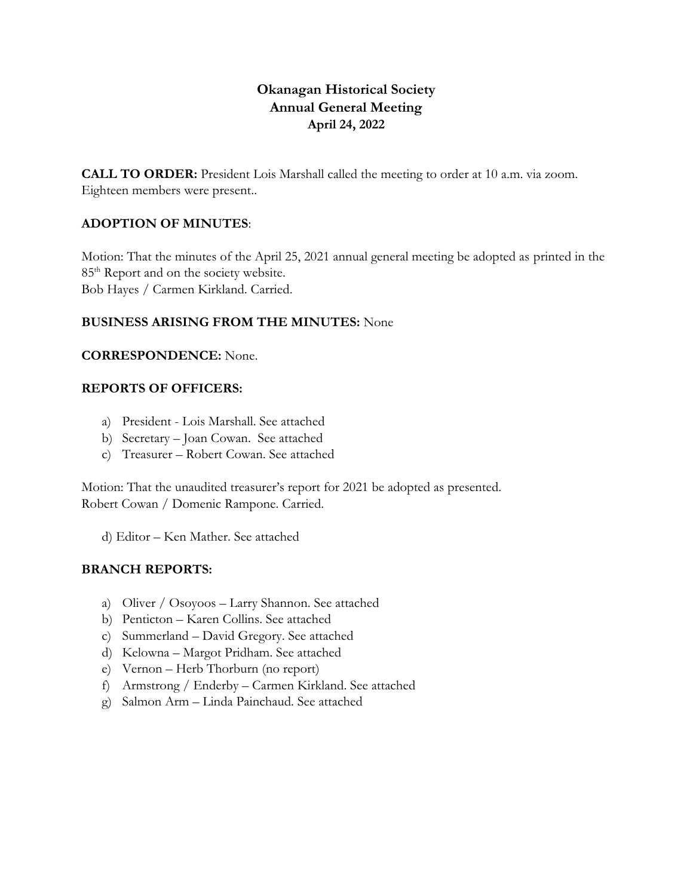# Okanagan Historical Society
## Annual General Meeting
### April 24, 2022

**CALL TO ORDER:** President Lois Marshall called the meeting to order at 10 a.m. via zoom. Eighteen members were present..

**ADOPTION OF MINUTES**:

Motion: That the minutes of the April 25, 2021 annual general meeting be adopted as printed in the 85th Report and on the society website.
Bob Hayes / Carmen Kirkland. Carried.

**BUSINESS ARISING FROM THE MINUTES:** None

**CORRESPONDENCE:** None.

**REPORTS OF OFFICERS:**

a) President - Lois Marshall. See attached
b) Secretary – Joan Cowan. See attached
c) Treasurer – Robert Cowan. See attached

Motion: That the unaudited treasurer's report for 2021 be adopted as presented.
Robert Cowan / Domenic Rampone. Carried.

d) Editor – Ken Mather. See attached

**BRANCH REPORTS:**

a) Oliver / Osoyoos – Larry Shannon. See attached
b) Penticton – Karen Collins. See attached
c) Summerland – David Gregory. See attached
d) Kelowna – Margot Pridham. See attached
e) Vernon – Herb Thorburn (no report)
f) Armstrong / Enderby – Carmen Kirkland. See attached
g) Salmon Arm – Linda Painchaud. See attached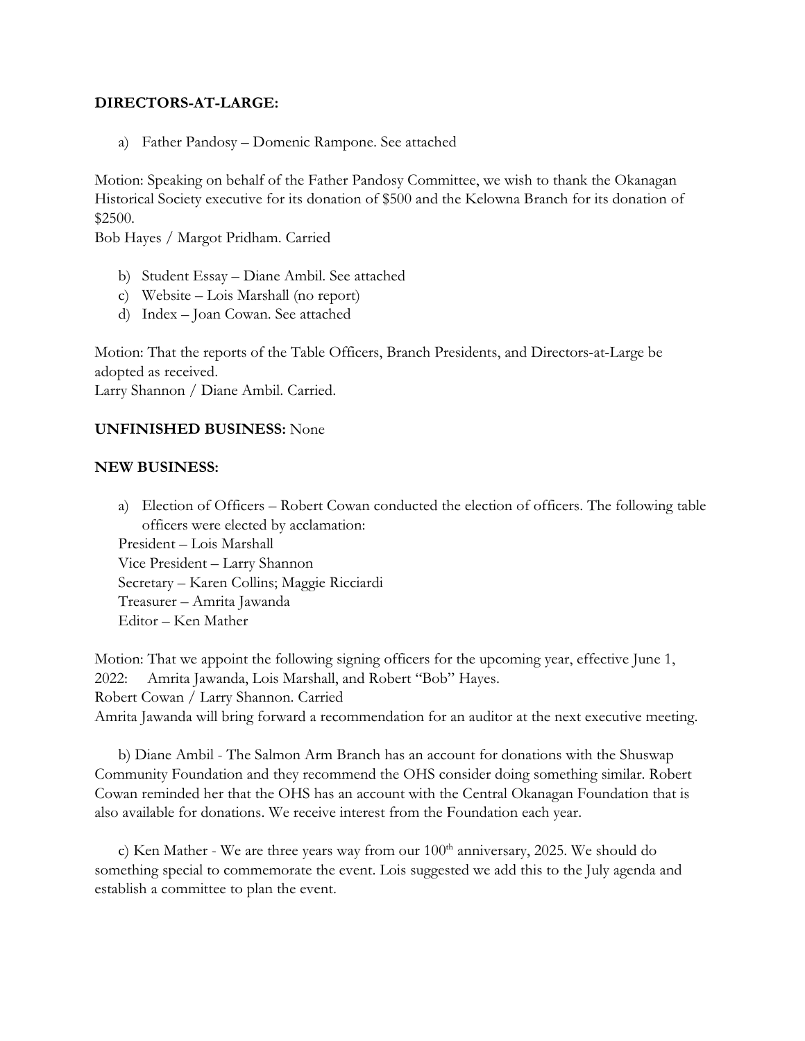**DIRECTORS-AT-LARGE:**

a) Father Pandosy – Domenic Rampone. See attached

Motion: Speaking on behalf of the Father Pandosy Committee, we wish to thank the Okanagan Historical Society executive for its donation of $500 and the Kelowna Branch for its donation of $2500.
Bob Hayes / Margot Pridham. Carried

b) Student Essay – Diane Ambil. See attached
c) Website – Lois Marshall (no report)
d) Index – Joan Cowan. See attached

Motion: That the reports of the Table Officers, Branch Presidents, and Directors-at-Large be adopted as received.
Larry Shannon / Diane Ambil. Carried.

**UNFINISHED BUSINESS:** None

**NEW BUSINESS:**

a) Election of Officers – Robert Cowan conducted the election of officers. The following table officers were elected by acclamation:
President – Lois Marshall
Vice President – Larry Shannon
Secretary – Karen Collins; Maggie Ricciardi
Treasurer – Amrita Jawanda
Editor – Ken Mather

Motion: That we appoint the following signing officers for the upcoming year, effective June 1, 2022: Amrita Jawanda, Lois Marshall, and Robert "Bob" Hayes.
Robert Cowan / Larry Shannon. Carried
Amrita Jawanda will bring forward a recommendation for an auditor at the next executive meeting.

b) Diane Ambil - The Salmon Arm Branch has an account for donations with the Shuswap Community Foundation and they recommend the OHS consider doing something similar. Robert Cowan reminded her that the OHS has an account with the Central Okanagan Foundation that is also available for donations. We receive interest from the Foundation each year.

c) Ken Mather - We are three years way from our 100th anniversary, 2025. We should do something special to commemorate the event. Lois suggested we add this to the July agenda and establish a committee to plan the event.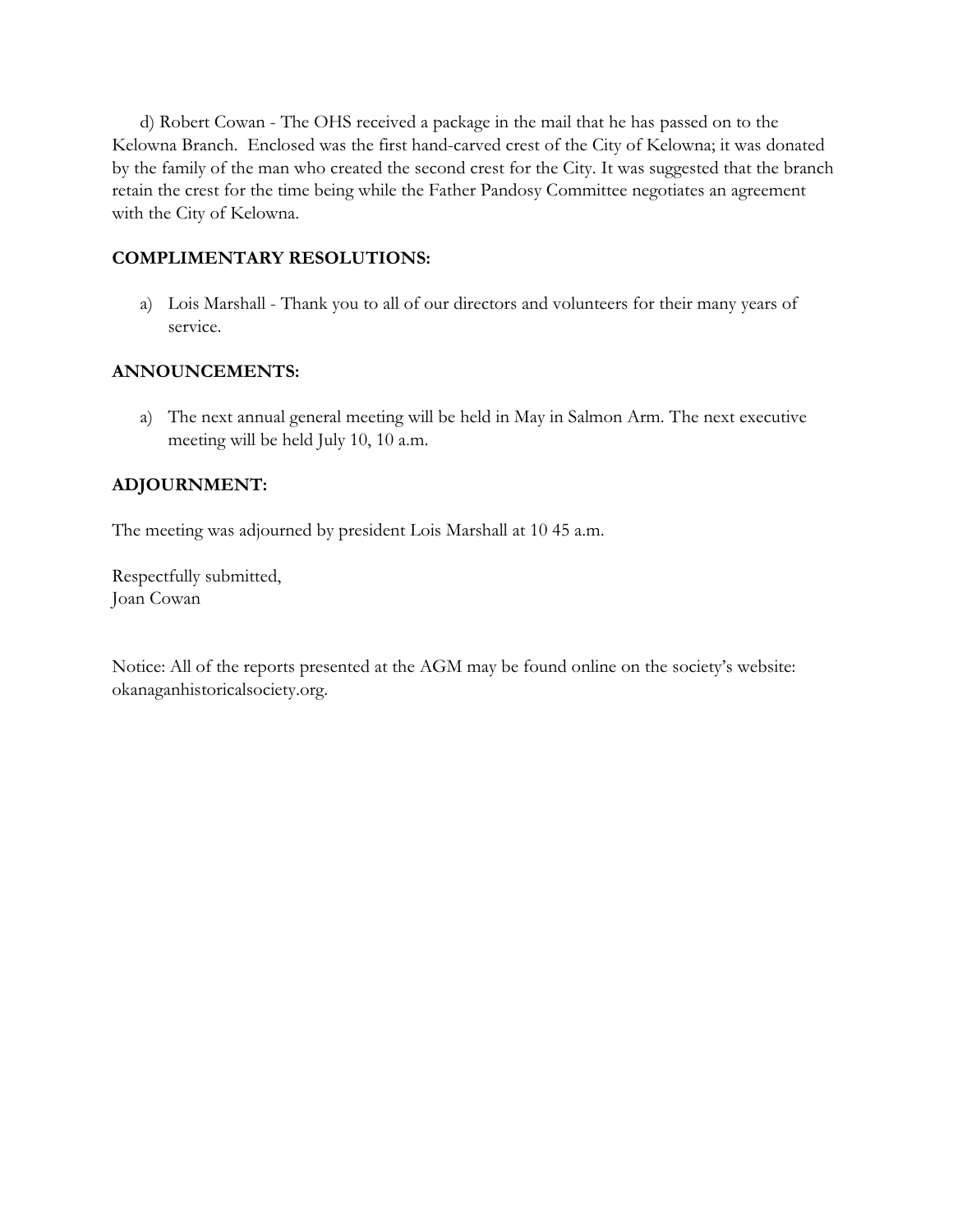d) Robert Cowan - The OHS received a package in the mail that he has passed on to the Kelowna Branch. Enclosed was the first hand-carved crest of the City of Kelowna; it was donated by the family of the man who created the second crest for the City. It was suggested that the branch retain the crest for the time being while the Father Pandosy Committee negotiates an agreement with the City of Kelowna.

**COMPLIMENTARY RESOLUTIONS:**

a) Lois Marshall - Thank you to all of our directors and volunteers for their many years of service.

**ANNOUNCEMENTS:**

a) The next annual general meeting will be held in May in Salmon Arm. The next executive meeting will be held July 10, 10 a.m.

**ADJOURNMENT:**

The meeting was adjourned by president Lois Marshall at 10 45 a.m.

Respectfully submitted,
Joan Cowan

Notice: All of the reports presented at the AGM may be found online on the society's website: okanaganhistoricalsociety.org.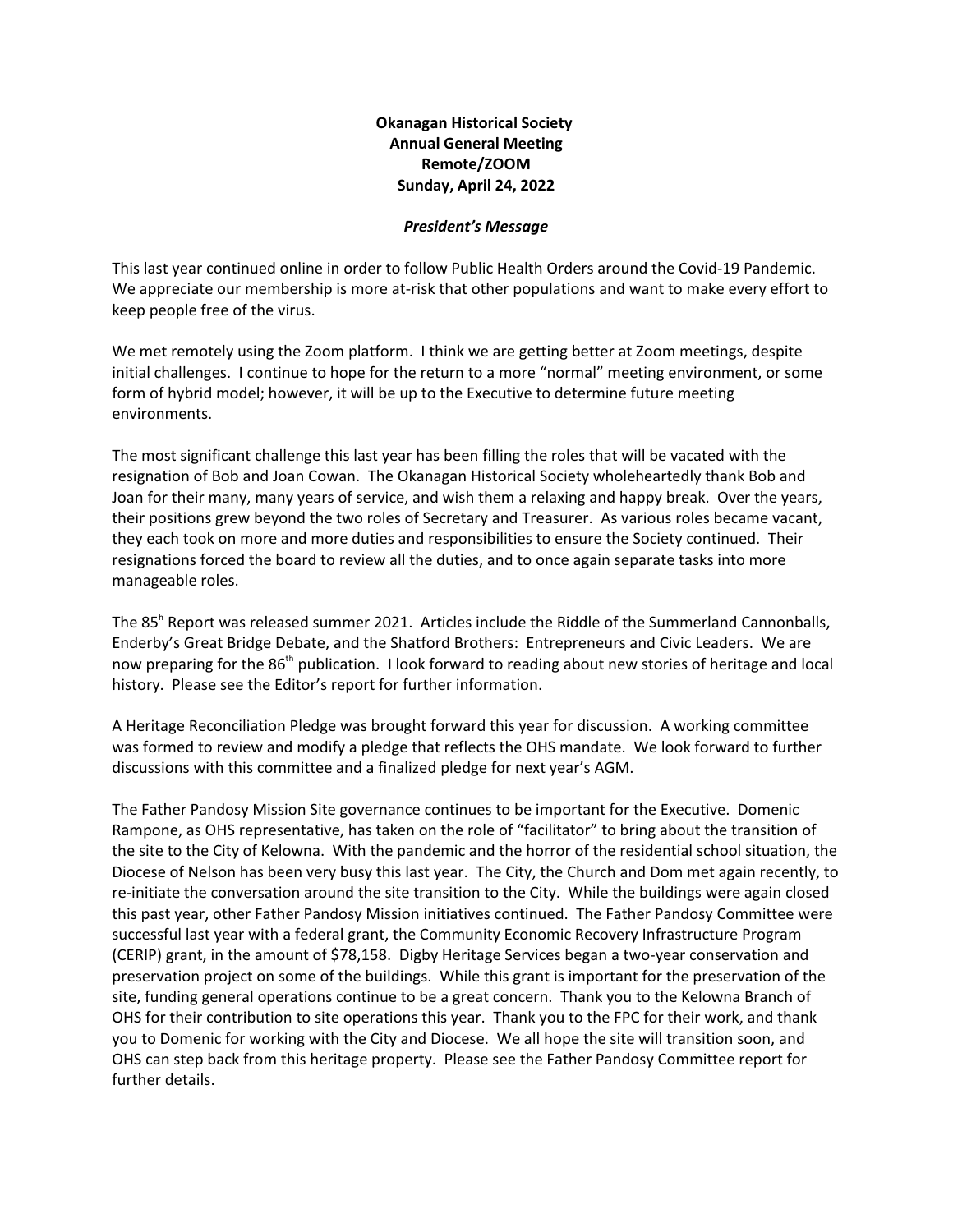**Okanagan Historical Society**
**Annual General Meeting**
**Remote/ZOOM**
**Sunday, April 24, 2022**

***President's Message***

This last year continued online in order to follow Public Health Orders around the Covid-19 Pandemic. We appreciate our membership is more at-risk that other populations and want to make every effort to keep people free of the virus.

We met remotely using the Zoom platform. I think we are getting better at Zoom meetings, despite initial challenges. I continue to hope for the return to a more "normal" meeting environment, or some form of hybrid model; however, it will be up to the Executive to determine future meeting environments.

The most significant challenge this last year has been filling the roles that will be vacated with the resignation of Bob and Joan Cowan. The Okanagan Historical Society wholeheartedly thank Bob and Joan for their many, many years of service, and wish them a relaxing and happy break. Over the years, their positions grew beyond the two roles of Secretary and Treasurer. As various roles became vacant, they each took on more and more duties and responsibilities to ensure the Society continued. Their resignations forced the board to review all the duties, and to once again separate tasks into more manageable roles.

The 85h Report was released summer 2021. Articles include the Riddle of the Summerland Cannonballs, Enderby's Great Bridge Debate, and the Shatford Brothers: Entrepreneurs and Civic Leaders. We are now preparing for the 86th publication. I look forward to reading about new stories of heritage and local history. Please see the Editor's report for further information.

A Heritage Reconciliation Pledge was brought forward this year for discussion. A working committee was formed to review and modify a pledge that reflects the OHS mandate. We look forward to further discussions with this committee and a finalized pledge for next year's AGM.

The Father Pandosy Mission Site governance continues to be important for the Executive. Domenic Rampone, as OHS representative, has taken on the role of "facilitator" to bring about the transition of the site to the City of Kelowna. With the pandemic and the horror of the residential school situation, the Diocese of Nelson has been very busy this last year. The City, the Church and Dom met again recently, to re-initiate the conversation around the site transition to the City. While the buildings were again closed this past year, other Father Pandosy Mission initiatives continued. The Father Pandosy Committee were successful last year with a federal grant, the Community Economic Recovery Infrastructure Program (CERIP) grant, in the amount of $78,158. Digby Heritage Services began a two-year conservation and preservation project on some of the buildings. While this grant is important for the preservation of the site, funding general operations continue to be a great concern. Thank you to the Kelowna Branch of OHS for their contribution to site operations this year. Thank you to the FPC for their work, and thank you to Domenic for working with the City and Diocese. We all hope the site will transition soon, and OHS can step back from this heritage property. Please see the Father Pandosy Committee report for further details.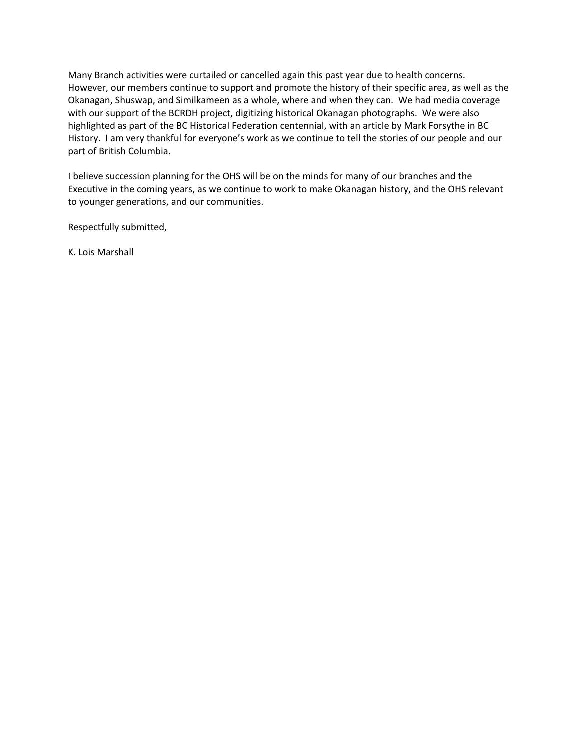Many Branch activities were curtailed or cancelled again this past year due to health concerns. However, our members continue to support and promote the history of their specific area, as well as the Okanagan, Shuswap, and Similkameen as a whole, where and when they can. We had media coverage with our support of the BCRDH project, digitizing historical Okanagan photographs. We were also highlighted as part of the BC Historical Federation centennial, with an article by Mark Forsythe in BC History. I am very thankful for everyone's work as we continue to tell the stories of our people and our part of British Columbia.

I believe succession planning for the OHS will be on the minds for many of our branches and the Executive in the coming years, as we continue to work to make Okanagan history, and the OHS relevant to younger generations, and our communities.

Respectfully submitted,

K. Lois Marshall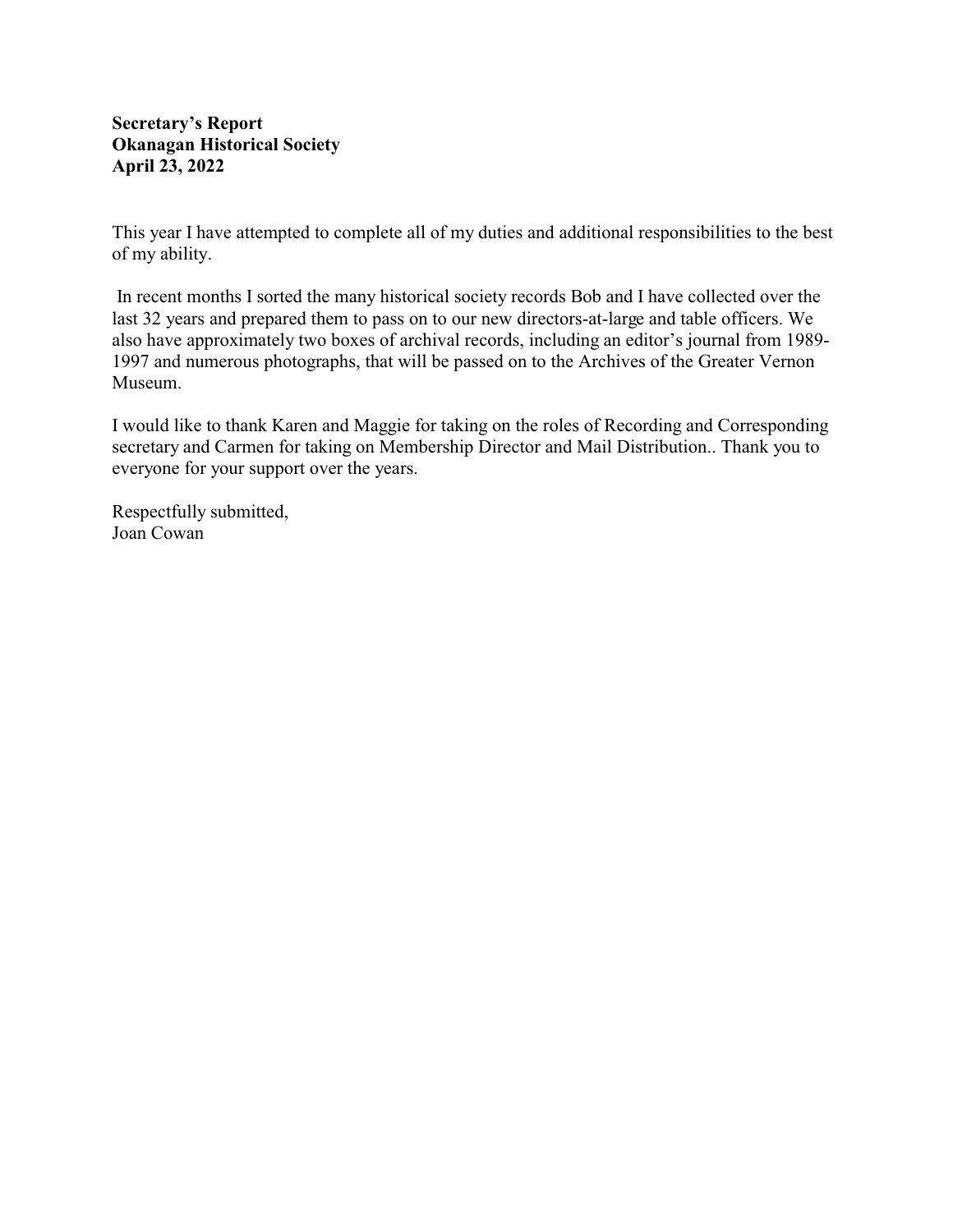**Secretary's Report**
**Okanagan Historical Society**
**April 23, 2022**

This year I have attempted to complete all of my duties and additional responsibilities to the best of my ability.

In recent months I sorted the many historical society records Bob and I have collected over the last 32 years and prepared them to pass on to our new directors-at-large and table officers. We also have approximately two boxes of archival records, including an editor's journal from 1989-1997 and numerous photographs, that will be passed on to the Archives of the Greater Vernon Museum.

I would like to thank Karen and Maggie for taking on the roles of Recording and Corresponding secretary and Carmen for taking on Membership Director and Mail Distribution.. Thank you to everyone for your support over the years.

Respectfully submitted,
Joan Cowan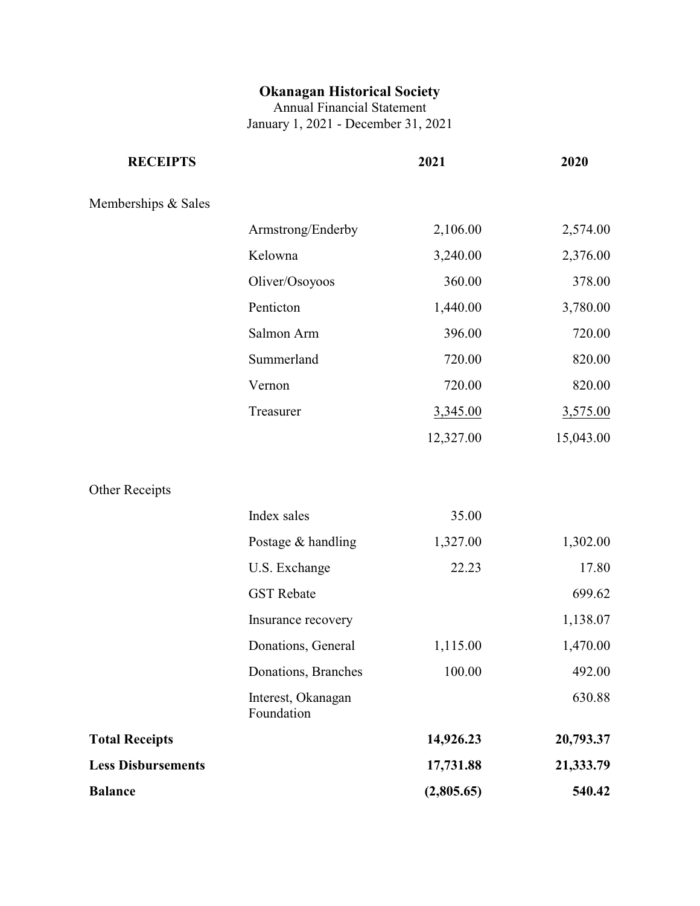**Okanagan Historical Society**

Annual Financial Statement

January 1, 2021 - December 31, 2021

| **RECEIPTS** | | **2021** | **2020** |
|---|---|---|---|
| Memberships & Sales | | | |
| | Armstrong/Enderby | 2,106.00 | 2,574.00 |
| | Kelowna | 3,240.00 | 2,376.00 |
| | Oliver/Osoyoos | 360.00 | 378.00 |
| | Penticton | 1,440.00 | 3,780.00 |
| | Salmon Arm | 396.00 | 720.00 |
| | Summerland | 720.00 | 820.00 |
| | Vernon | 720.00 | 820.00 |
| | Treasurer | 3,345.00 | 3,575.00 |
| | | 12,327.00 | 15,043.00 |
| Other Receipts | | | |
| | Index sales | 35.00 | |
| | Postage & handling | 1,327.00 | 1,302.00 |
| | U.S. Exchange | 22.23 | 17.80 |
| | GST Rebate | | 699.62 |
| | Insurance recovery | | 1,138.07 |
| | Donations, General | 1,115.00 | 1,470.00 |
| | Donations, Branches | 100.00 | 492.00 |
| | Interest, Okanagan Foundation | | 630.88 |
| **Total Receipts** | | **14,926.23** | **20,793.37** |
| **Less Disbursements** | | **17,731.88** | **21,333.79** |
| **Balance** | | **(2,805.65)** | **540.42** |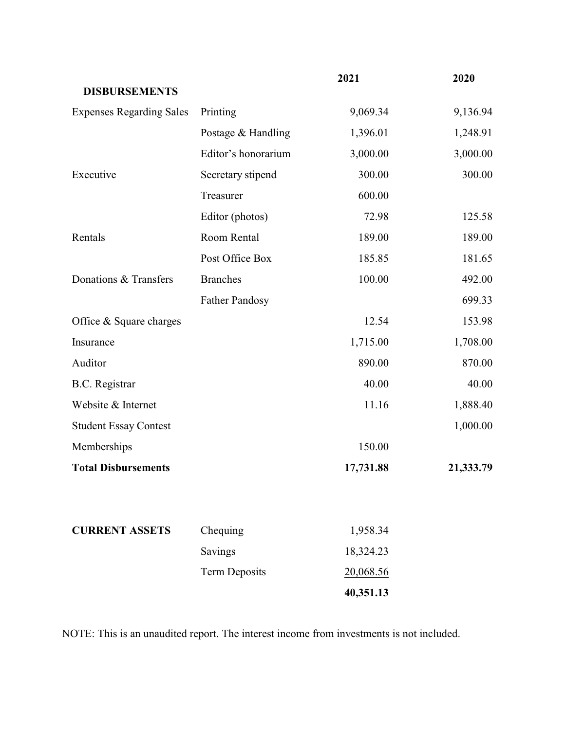| DISBURSEMENTS | | 2021 | 2020 |
|---|---|---|---|
| Expenses Regarding Sales | Printing | 9,069.34 | 9,136.94 |
| | Postage & Handling | 1,396.01 | 1,248.91 |
| | Editor's honorarium | 3,000.00 | 3,000.00 |
| Executive | Secretary stipend | 300.00 | 300.00 |
| | Treasurer | 600.00 | |
| | Editor (photos) | 72.98 | 125.58 |
| Rentals | Room Rental | 189.00 | 189.00 |
| | Post Office Box | 185.85 | 181.65 |
| Donations & Transfers | Branches | 100.00 | 492.00 |
| | Father Pandosy | | 699.33 |
| Office & Square charges | | 12.54 | 153.98 |
| Insurance | | 1,715.00 | 1,708.00 |
| Auditor | | 890.00 | 870.00 |
| B.C. Registrar | | 40.00 | 40.00 |
| Website & Internet | | 11.16 | 1,888.40 |
| Student Essay Contest | | | 1,000.00 |
| Memberships | | 150.00 | |
| **Total Disbursements** | | **17,731.88** | **21,333.79** |

| CURRENT ASSETS | | |
|---|---|---|
| | Chequing | 1,958.34 |
| | Savings | 18,324.23 |
| | Term Deposits | 20,068.56 |
| | | **40,351.13** |

NOTE: This is an unaudited report. The interest income from investments is not included.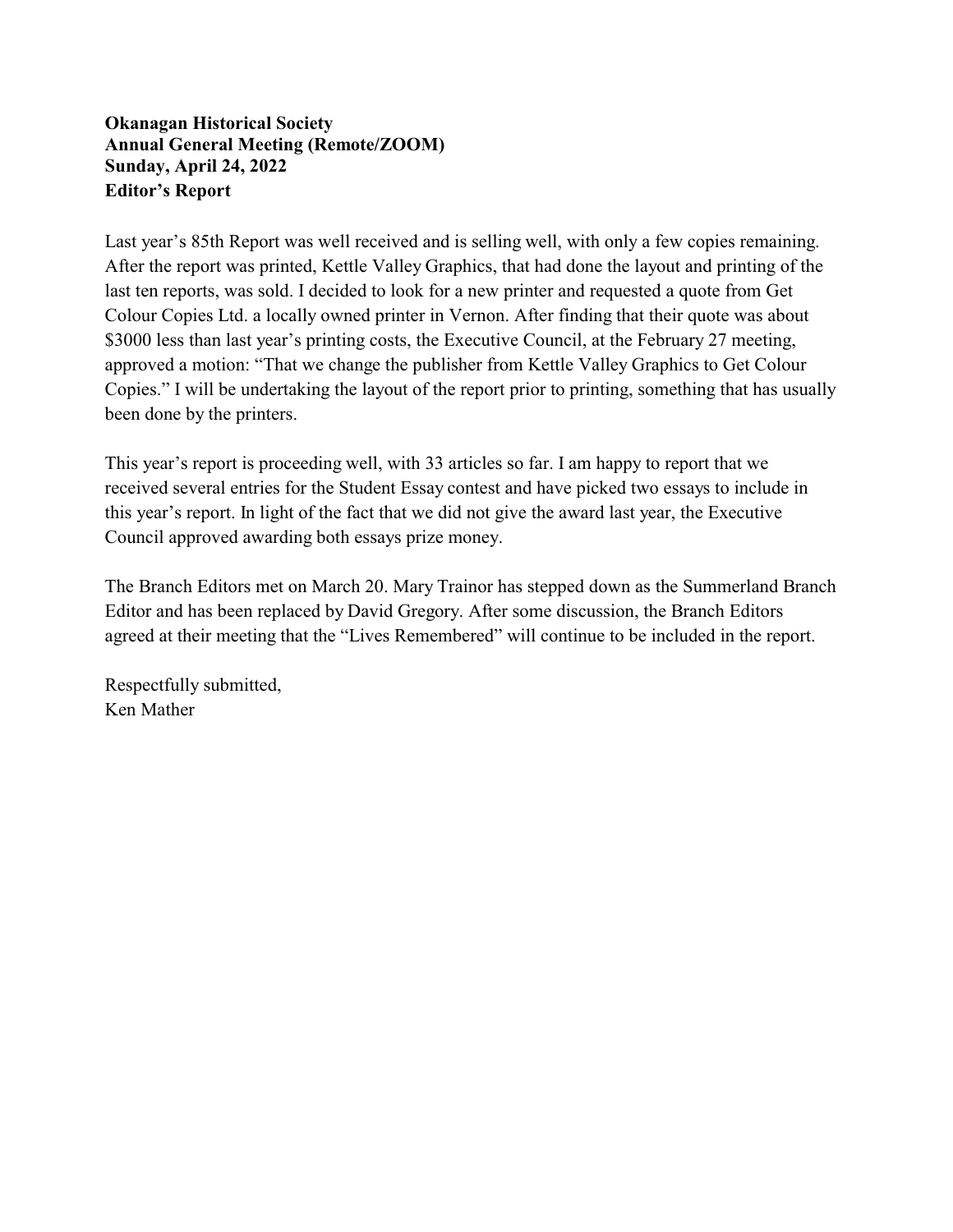**Okanagan Historical Society**
**Annual General Meeting (Remote/ZOOM)**
**Sunday, April 24, 2022**
**Editor's Report**

Last year's 85th Report was well received and is selling well, with only a few copies remaining. After the report was printed, Kettle Valley Graphics, that had done the layout and printing of the last ten reports, was sold. I decided to look for a new printer and requested a quote from Get Colour Copies Ltd. a locally owned printer in Vernon. After finding that their quote was about $3000 less than last year's printing costs, the Executive Council, at the February 27 meeting, approved a motion: "That we change the publisher from Kettle Valley Graphics to Get Colour Copies." I will be undertaking the layout of the report prior to printing, something that has usually been done by the printers.

This year's report is proceeding well, with 33 articles so far. I am happy to report that we received several entries for the Student Essay contest and have picked two essays to include in this year's report. In light of the fact that we did not give the award last year, the Executive Council approved awarding both essays prize money.

The Branch Editors met on March 20. Mary Trainor has stepped down as the Summerland Branch Editor and has been replaced by David Gregory. After some discussion, the Branch Editors agreed at their meeting that the "Lives Remembered" will continue to be included in the report.

Respectfully submitted,
Ken Mather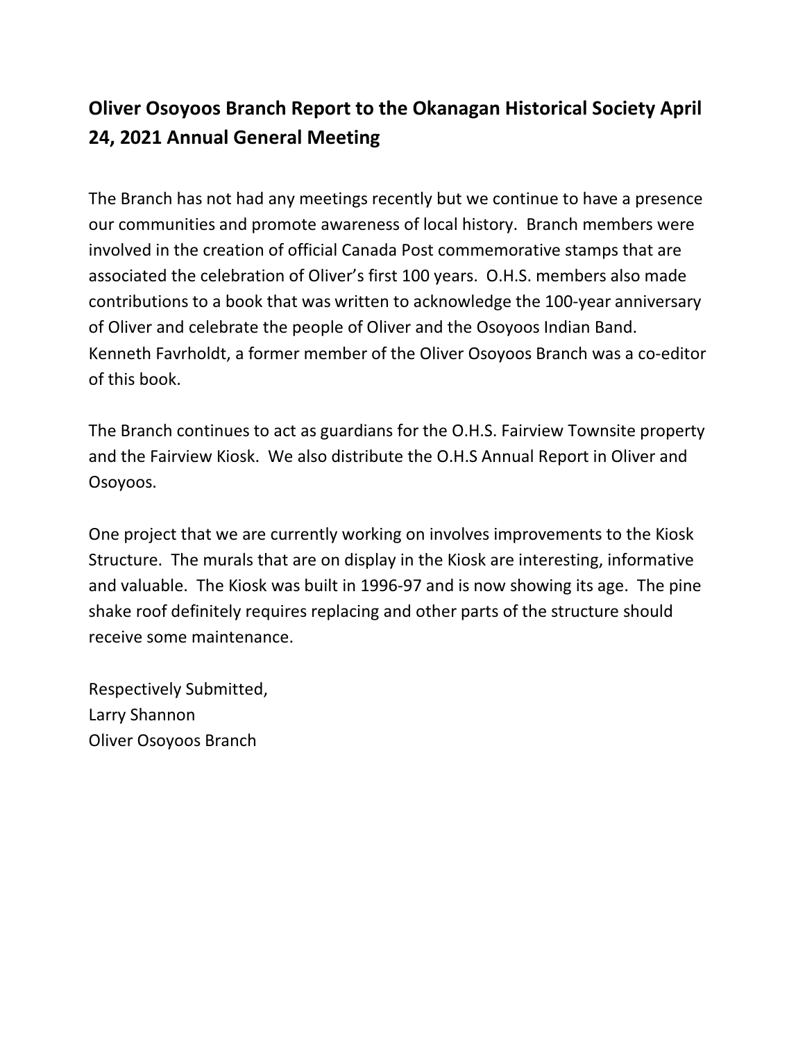## Oliver Osoyoos Branch Report to the Okanagan Historical Society April 24, 2021 Annual General Meeting

The Branch has not had any meetings recently but we continue to have a presence our communities and promote awareness of local history. Branch members were involved in the creation of official Canada Post commemorative stamps that are associated the celebration of Oliver's first 100 years. O.H.S. members also made contributions to a book that was written to acknowledge the 100-year anniversary of Oliver and celebrate the people of Oliver and the Osoyoos Indian Band. Kenneth Favrholdt, a former member of the Oliver Osoyoos Branch was a co-editor of this book.

The Branch continues to act as guardians for the O.H.S. Fairview Townsite property and the Fairview Kiosk. We also distribute the O.H.S Annual Report in Oliver and Osoyoos.

One project that we are currently working on involves improvements to the Kiosk Structure. The murals that are on display in the Kiosk are interesting, informative and valuable. The Kiosk was built in 1996-97 and is now showing its age. The pine shake roof definitely requires replacing and other parts of the structure should receive some maintenance.

Respectively Submitted,
Larry Shannon
Oliver Osoyoos Branch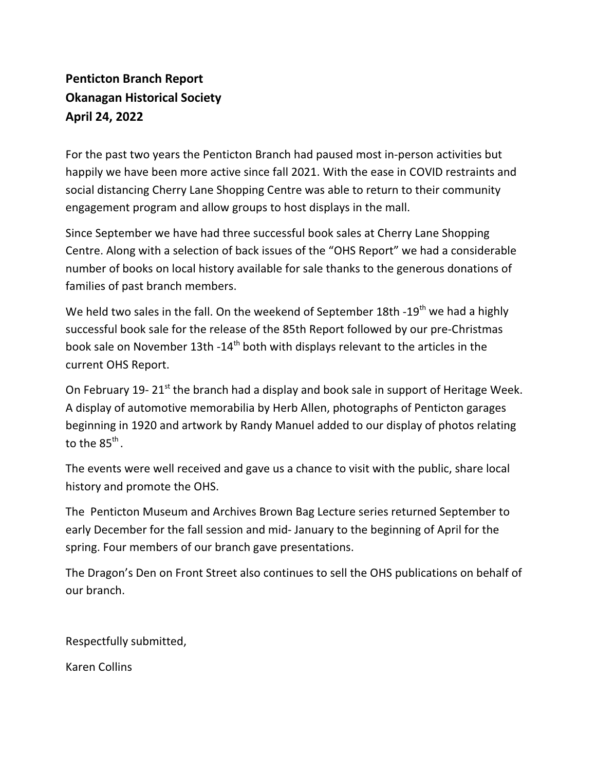**Penticton Branch Report**
**Okanagan Historical Society**
**April 24, 2022**

For the past two years the Penticton Branch had paused most in-person activities but happily we have been more active since fall 2021. With the ease in COVID restraints and social distancing Cherry Lane Shopping Centre was able to return to their community engagement program and allow groups to host displays in the mall.

Since September we have had three successful book sales at Cherry Lane Shopping Centre. Along with a selection of back issues of the "OHS Report" we had a considerable number of books on local history available for sale thanks to the generous donations of families of past branch members.

We held two sales in the fall. On the weekend of September 18th -19th we had a highly successful book sale for the release of the 85th Report followed by our pre-Christmas book sale on November 13th -14th both with displays relevant to the articles in the current OHS Report.

On February 19- 21st the branch had a display and book sale in support of Heritage Week. A display of automotive memorabilia by Herb Allen, photographs of Penticton garages beginning in 1920 and artwork by Randy Manuel added to our display of photos relating to the 85th.

The events were well received and gave us a chance to visit with the public, share local history and promote the OHS.

The Penticton Museum and Archives Brown Bag Lecture series returned September to early December for the fall session and mid- January to the beginning of April for the spring. Four members of our branch gave presentations.

The Dragon's Den on Front Street also continues to sell the OHS publications on behalf of our branch.

Respectfully submitted,

Karen Collins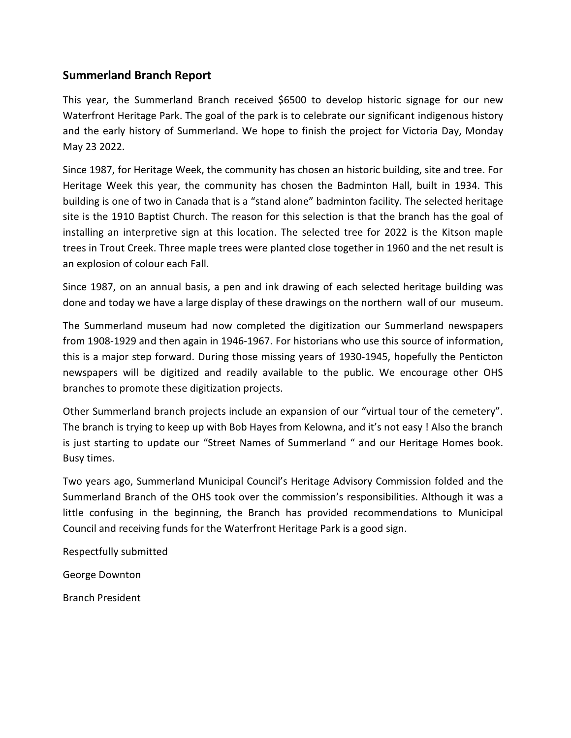## Summerland Branch Report

This year, the Summerland Branch received $6500 to develop historic signage for our new Waterfront Heritage Park. The goal of the park is to celebrate our significant indigenous history and the early history of Summerland. We hope to finish the project for Victoria Day, Monday May 23 2022.

Since 1987, for Heritage Week, the community has chosen an historic building, site and tree. For Heritage Week this year, the community has chosen the Badminton Hall, built in 1934. This building is one of two in Canada that is a "stand alone" badminton facility. The selected heritage site is the 1910 Baptist Church. The reason for this selection is that the branch has the goal of installing an interpretive sign at this location. The selected tree for 2022 is the Kitson maple trees in Trout Creek. Three maple trees were planted close together in 1960 and the net result is an explosion of colour each Fall.

Since 1987, on an annual basis, a pen and ink drawing of each selected heritage building was done and today we have a large display of these drawings on the northern wall of our museum.

The Summerland museum had now completed the digitization our Summerland newspapers from 1908-1929 and then again in 1946-1967. For historians who use this source of information, this is a major step forward. During those missing years of 1930-1945, hopefully the Penticton newspapers will be digitized and readily available to the public. We encourage other OHS branches to promote these digitization projects.

Other Summerland branch projects include an expansion of our "virtual tour of the cemetery". The branch is trying to keep up with Bob Hayes from Kelowna, and it's not easy ! Also the branch is just starting to update our "Street Names of Summerland " and our Heritage Homes book. Busy times.

Two years ago, Summerland Municipal Council's Heritage Advisory Commission folded and the Summerland Branch of the OHS took over the commission's responsibilities. Although it was a little confusing in the beginning, the Branch has provided recommendations to Municipal Council and receiving funds for the Waterfront Heritage Park is a good sign.

Respectfully submitted

George Downton

Branch President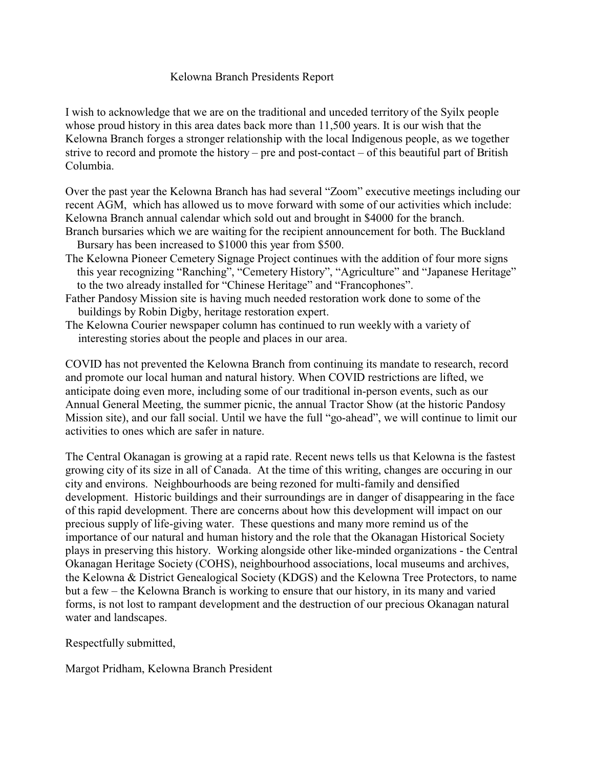# Kelowna Branch Presidents Report

I wish to acknowledge that we are on the traditional and unceded territory of the Syilx people whose proud history in this area dates back more than 11,500 years. It is our wish that the Kelowna Branch forges a stronger relationship with the local Indigenous people, as we together strive to record and promote the history – pre and post-contact – of this beautiful part of British Columbia.

Over the past year the Kelowna Branch has had several "Zoom" executive meetings including our recent AGM, which has allowed us to move forward with some of our activities which include:

Kelowna Branch annual calendar which sold out and brought in $4000 for the branch.

Branch bursaries which we are waiting for the recipient announcement for both. The Buckland Bursary has been increased to $1000 this year from $500.

The Kelowna Pioneer Cemetery Signage Project continues with the addition of four more signs this year recognizing "Ranching", "Cemetery History", "Agriculture" and "Japanese Heritage" to the two already installed for "Chinese Heritage" and "Francophones".

Father Pandosy Mission site is having much needed restoration work done to some of the buildings by Robin Digby, heritage restoration expert.

The Kelowna Courier newspaper column has continued to run weekly with a variety of interesting stories about the people and places in our area.

COVID has not prevented the Kelowna Branch from continuing its mandate to research, record and promote our local human and natural history. When COVID restrictions are lifted, we anticipate doing even more, including some of our traditional in-person events, such as our Annual General Meeting, the summer picnic, the annual Tractor Show (at the historic Pandosy Mission site), and our fall social. Until we have the full "go-ahead", we will continue to limit our activities to ones which are safer in nature.

The Central Okanagan is growing at a rapid rate. Recent news tells us that Kelowna is the fastest growing city of its size in all of Canada. At the time of this writing, changes are occuring in our city and environs. Neighbourhoods are being rezoned for multi-family and densified development. Historic buildings and their surroundings are in danger of disappearing in the face of this rapid development. There are concerns about how this development will impact on our precious supply of life-giving water. These questions and many more remind us of the importance of our natural and human history and the role that the Okanagan Historical Society plays in preserving this history. Working alongside other like-minded organizations - the Central Okanagan Heritage Society (COHS), neighbourhood associations, local museums and archives, the Kelowna & District Genealogical Society (KDGS) and the Kelowna Tree Protectors, to name but a few – the Kelowna Branch is working to ensure that our history, in its many and varied forms, is not lost to rampant development and the destruction of our precious Okanagan natural water and landscapes.

Respectfully submitted,

Margot Pridham, Kelowna Branch President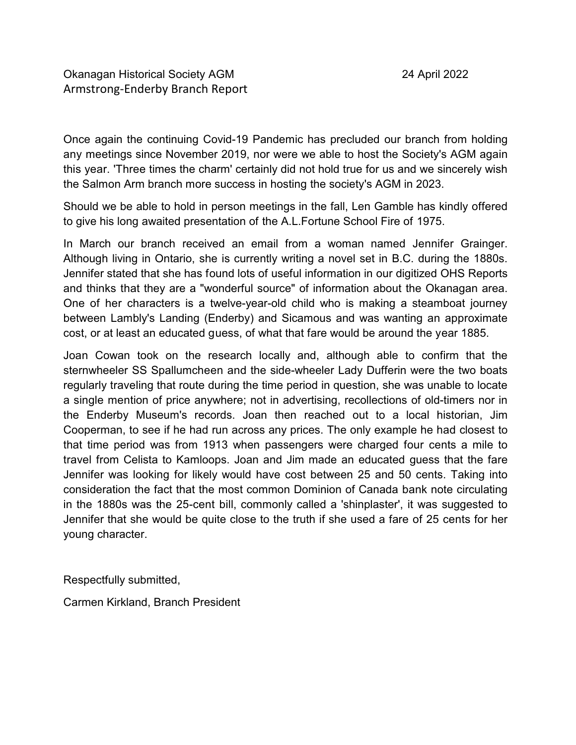Okanagan Historical Society AGM 24 April 2022
Armstrong-Enderby Branch Report

Once again the continuing Covid-19 Pandemic has precluded our branch from holding any meetings since November 2019, nor were we able to host the Society's AGM again this year. 'Three times the charm' certainly did not hold true for us and we sincerely wish the Salmon Arm branch more success in hosting the society's AGM in 2023.

Should we be able to hold in person meetings in the fall, Len Gamble has kindly offered to give his long awaited presentation of the A.L.Fortune School Fire of 1975.

In March our branch received an email from a woman named Jennifer Grainger. Although living in Ontario, she is currently writing a novel set in B.C. during the 1880s. Jennifer stated that she has found lots of useful information in our digitized OHS Reports and thinks that they are a "wonderful source" of information about the Okanagan area. One of her characters is a twelve-year-old child who is making a steamboat journey between Lambly's Landing (Enderby) and Sicamous and was wanting an approximate cost, or at least an educated guess, of what that fare would be around the year 1885.

Joan Cowan took on the research locally and, although able to confirm that the sternwheeler SS Spallumcheen and the side-wheeler Lady Dufferin were the two boats regularly traveling that route during the time period in question, she was unable to locate a single mention of price anywhere; not in advertising, recollections of old-timers nor in the Enderby Museum's records. Joan then reached out to a local historian, Jim Cooperman, to see if he had run across any prices. The only example he had closest to that time period was from 1913 when passengers were charged four cents a mile to travel from Celista to Kamloops. Joan and Jim made an educated guess that the fare Jennifer was looking for likely would have cost between 25 and 50 cents. Taking into consideration the fact that the most common Dominion of Canada bank note circulating in the 1880s was the 25-cent bill, commonly called a 'shinplaster', it was suggested to Jennifer that she would be quite close to the truth if she used a fare of 25 cents for her young character.

Respectfully submitted,

Carmen Kirkland, Branch President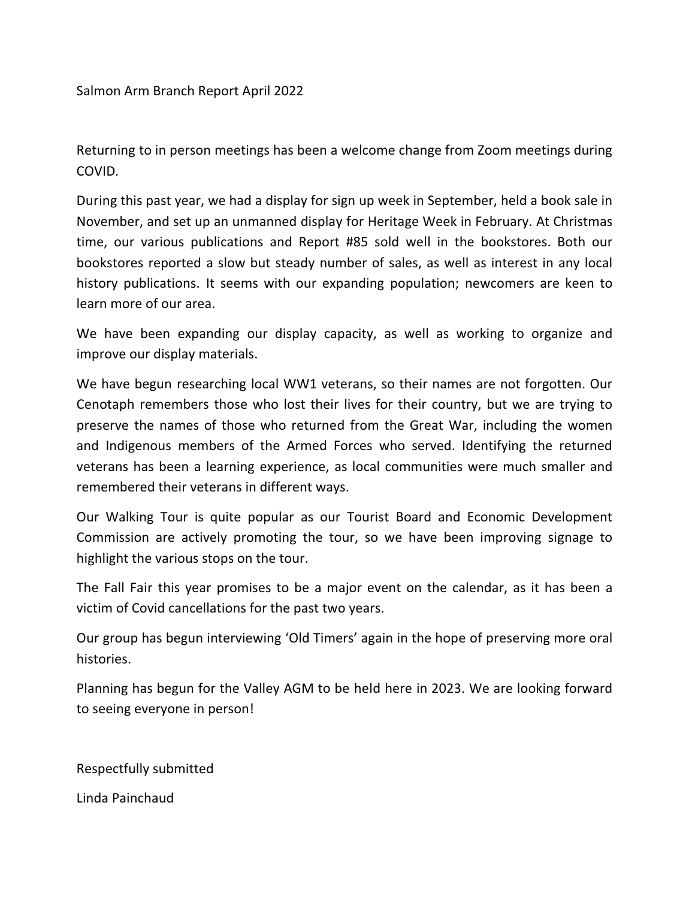Salmon Arm Branch Report April 2022

Returning to in person meetings has been a welcome change from Zoom meetings during COVID.

During this past year, we had a display for sign up week in September, held a book sale in November, and set up an unmanned display for Heritage Week in February. At Christmas time, our various publications and Report #85 sold well in the bookstores. Both our bookstores reported a slow but steady number of sales, as well as interest in any local history publications. It seems with our expanding population; newcomers are keen to learn more of our area.

We have been expanding our display capacity, as well as working to organize and improve our display materials.

We have begun researching local WW1 veterans, so their names are not forgotten. Our Cenotaph remembers those who lost their lives for their country, but we are trying to preserve the names of those who returned from the Great War, including the women and Indigenous members of the Armed Forces who served. Identifying the returned veterans has been a learning experience, as local communities were much smaller and remembered their veterans in different ways.

Our Walking Tour is quite popular as our Tourist Board and Economic Development Commission are actively promoting the tour, so we have been improving signage to highlight the various stops on the tour.

The Fall Fair this year promises to be a major event on the calendar, as it has been a victim of Covid cancellations for the past two years.

Our group has begun interviewing 'Old Timers' again in the hope of preserving more oral histories.

Planning has begun for the Valley AGM to be held here in 2023. We are looking forward to seeing everyone in person!

Respectfully submitted

Linda Painchaud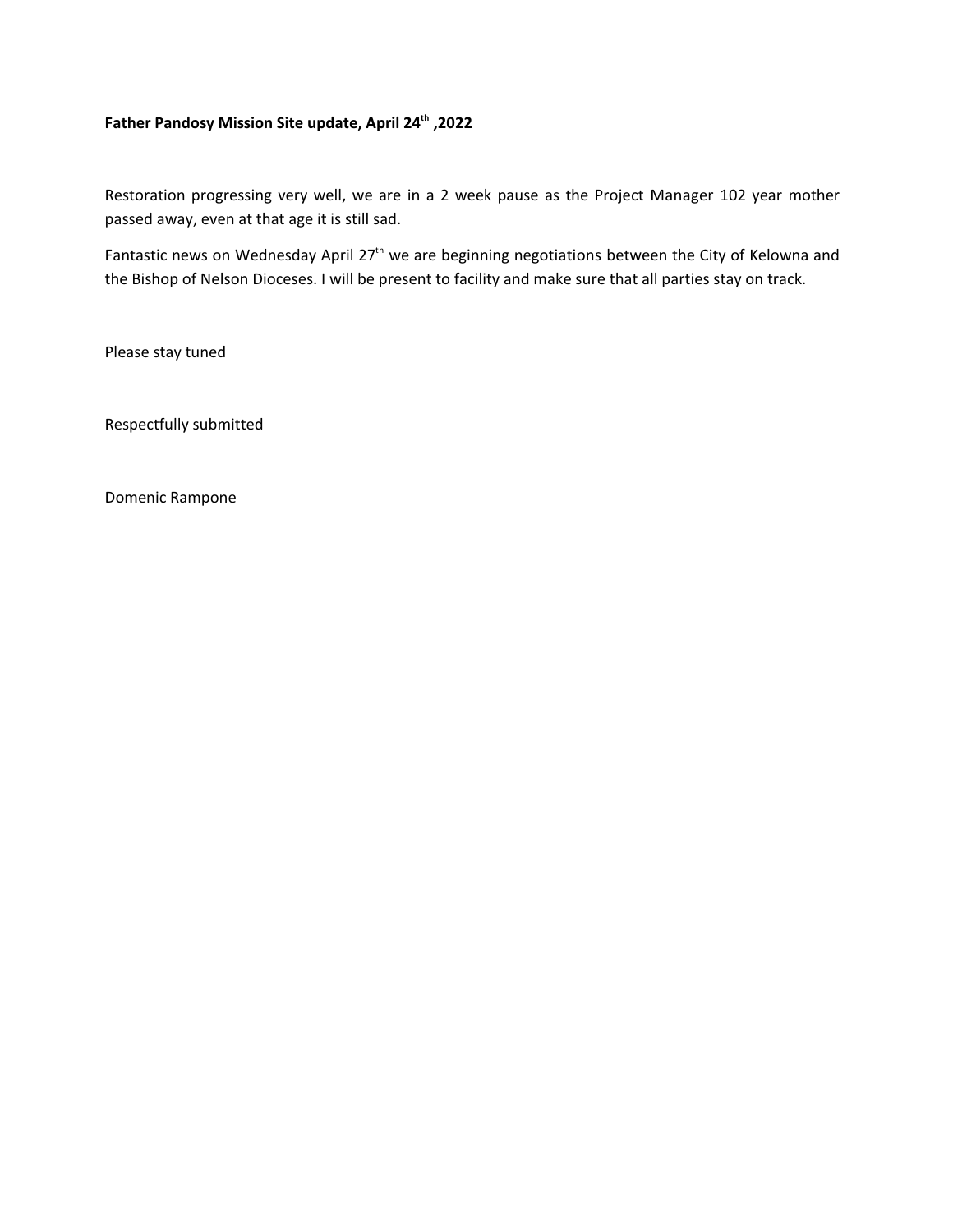**Father Pandosy Mission Site update, April 24th ,2022**

Restoration progressing very well, we are in a 2 week pause as the Project Manager 102 year mother passed away, even at that age it is still sad.

Fantastic news on Wednesday April 27th we are beginning negotiations between the City of Kelowna and the Bishop of Nelson Dioceses. I will be present to facility and make sure that all parties stay on track.

Please stay tuned

Respectfully submitted

Domenic Rampone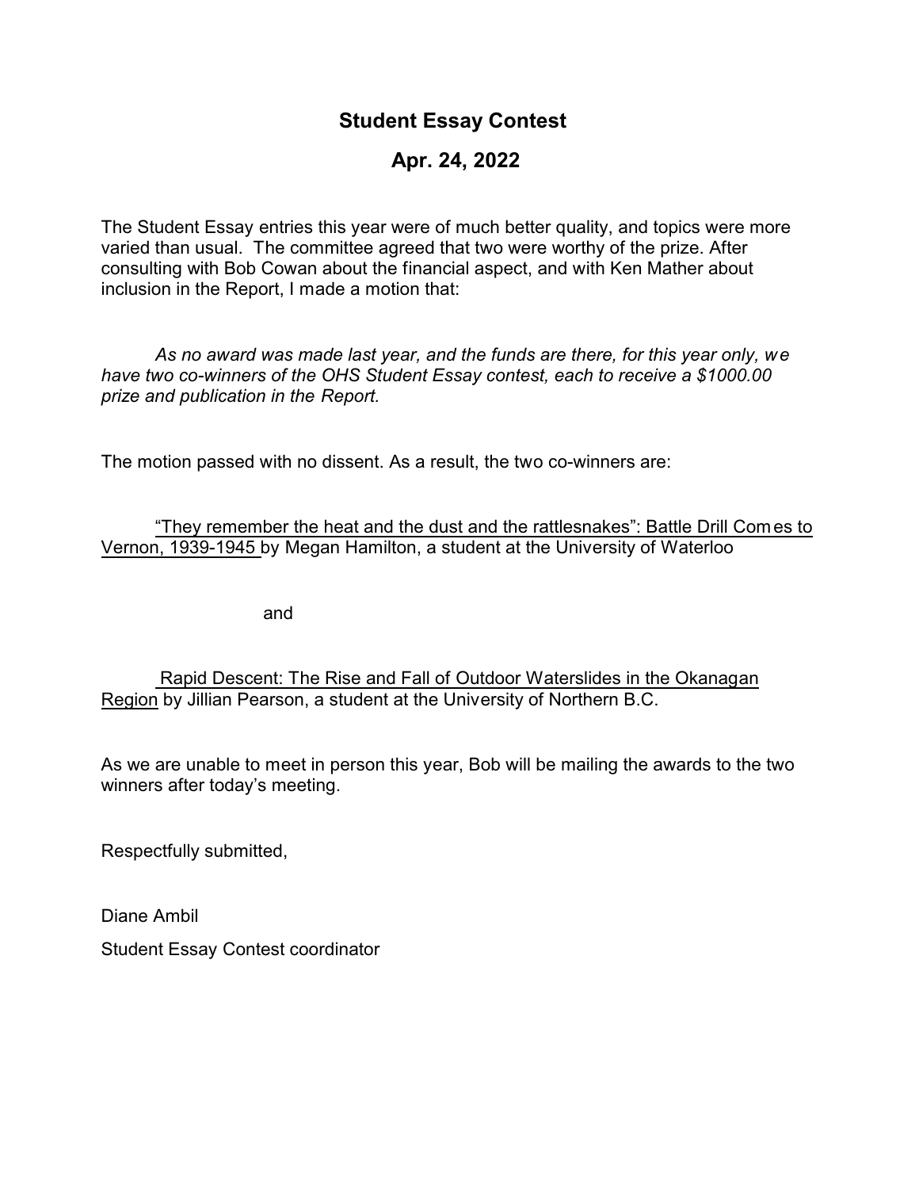## Student Essay Contest

## Apr. 24, 2022

The Student Essay entries this year were of much better quality, and topics were more varied than usual. The committee agreed that two were worthy of the prize. After consulting with Bob Cowan about the financial aspect, and with Ken Mather about inclusion in the Report, I made a motion that:

*As no award was made last year, and the funds are there, for this year only, we have two co-winners of the OHS Student Essay contest, each to receive a $1000.00 prize and publication in the Report.*

The motion passed with no dissent. As a result, the two co-winners are:

<u>"They remember the heat and the dust and the rattlesnakes": Battle Drill Comes to Vernon, 1939-1945</u> by Megan Hamilton, a student at the University of Waterloo

and

<u>Rapid Descent: The Rise and Fall of Outdoor Waterslides in the Okanagan Region</u> by Jillian Pearson, a student at the University of Northern B.C.

As we are unable to meet in person this year, Bob will be mailing the awards to the two winners after today's meeting.

Respectfully submitted,

Diane Ambil

Student Essay Contest coordinator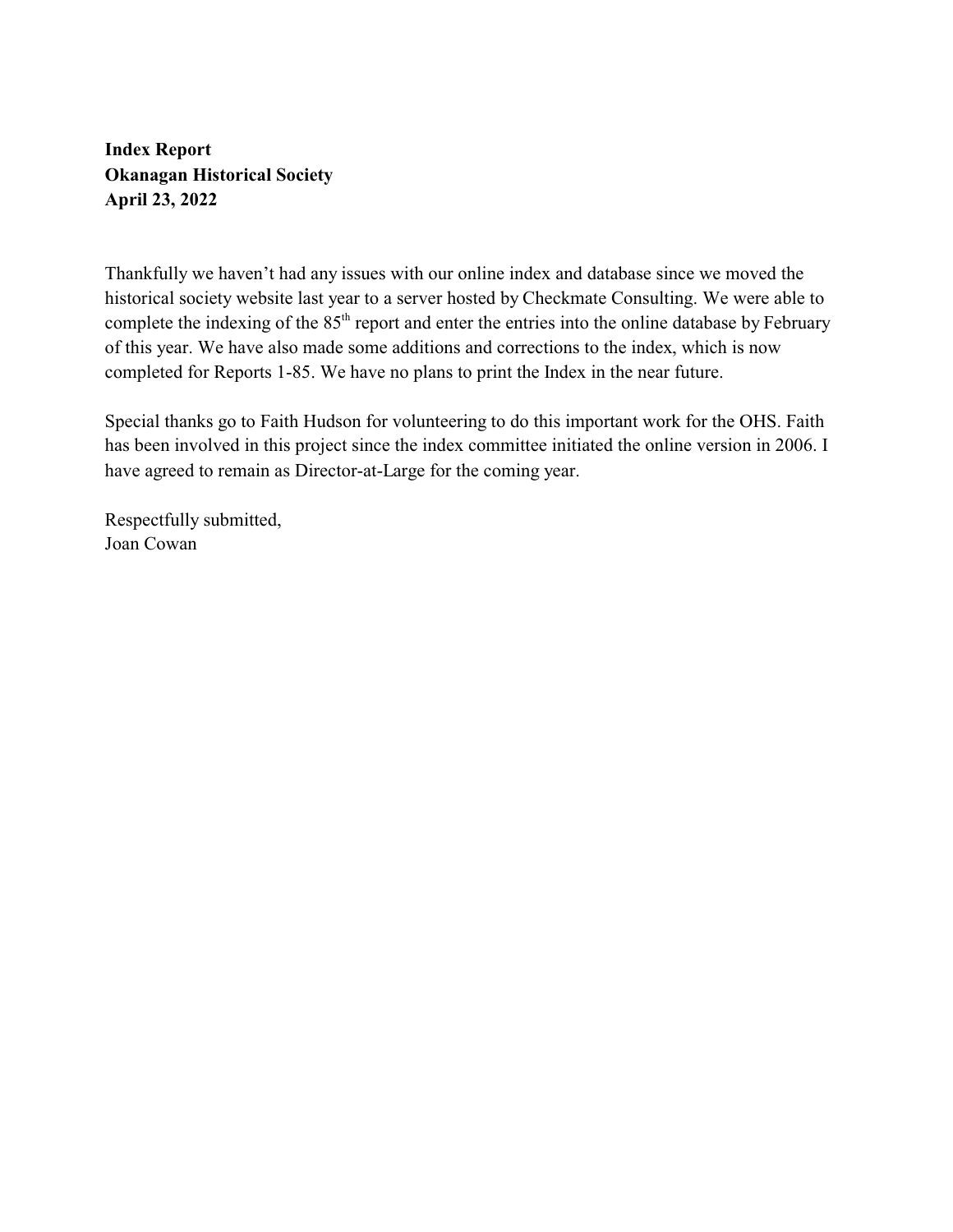**Index Report**
**Okanagan Historical Society**
**April 23, 2022**

Thankfully we haven't had any issues with our online index and database since we moved the historical society website last year to a server hosted by Checkmate Consulting. We were able to complete the indexing of the 85th report and enter the entries into the online database by February of this year. We have also made some additions and corrections to the index, which is now completed for Reports 1-85. We have no plans to print the Index in the near future.

Special thanks go to Faith Hudson for volunteering to do this important work for the OHS. Faith has been involved in this project since the index committee initiated the online version in 2006. I have agreed to remain as Director-at-Large for the coming year.

Respectfully submitted,
Joan Cowan